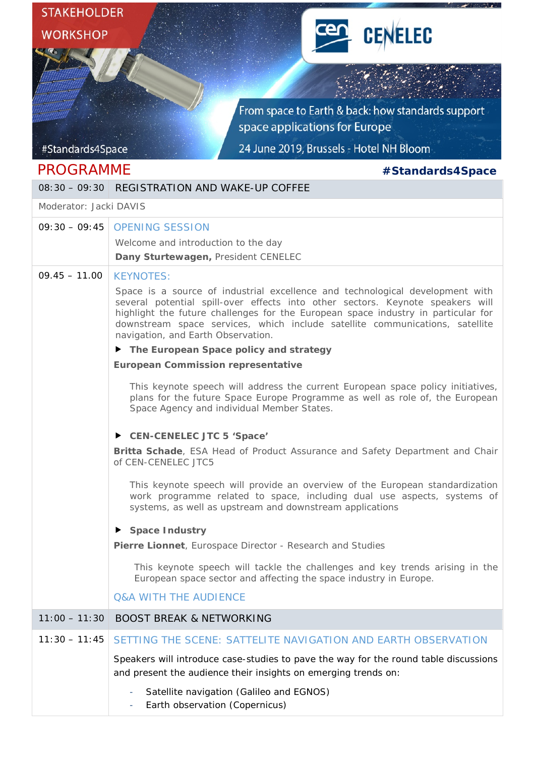STAKEHOLDER WORKSHOP

CEN CENELEC

From space to Earth & back: how standards support space applications for Europe

24 June 2019, Brussels - Hotel NH Bloom

#Standards4Space

# PROGRAMME

**#Standards4Space**

| 08:30 – 09:30 | REGISTRATION AND WAKE-UP COFFEE |
|---|---|
| Moderator: Jacki DAVIS | |
| 09:30 – 09:45 | OPENING SESSION<br>Welcome and introduction to the day<br>**Dany Sturtewagen,** President CENELEC |
| 09.45 – 11.00 | KEYNOTES:<br>Space is a source of industrial excellence and technological development with several potential spill-over effects into other sectors. Keynote speakers will highlight the future challenges for the European space industry in particular for downstream space services, which include satellite communications, satellite navigation, and Earth Observation.<br>▶ **The European Space policy and strategy**<br>**European Commission representative**<br>This keynote speech will address the current European space policy initiatives, plans for the future Space Europe Programme as well as role of, the European Space Agency and individual Member States.<br>▶ **CEN-CENELEC JTC 5 'Space'**<br>**Britta Schade**, ESA Head of Product Assurance and Safety Department and Chair of CEN-CENELEC JTC5<br>This keynote speech will provide an overview of the European standardization work programme related to space, including dual use aspects, systems of systems, as well as upstream and downstream applications<br>▶ **Space Industry**<br>**Pierre Lionnet**, Eurospace Director - Research and Studies<br>This keynote speech will tackle the challenges and key trends arising in the European space sector and affecting the space industry in Europe.<br>Q&A WITH THE AUDIENCE |
| 11:00 – 11:30 | BOOST BREAK & NETWORKING |
| 11:30 – 11:45 | SETTING THE SCENE: SATTELITE NAVIGATION AND EARTH OBSERVATION<br>Speakers will introduce case-studies to pave the way for the round table discussions and present the audience their insights on emerging trends on:<br>- Satellite navigation (Galileo and EGNOS)<br>- Earth observation (Copernicus) |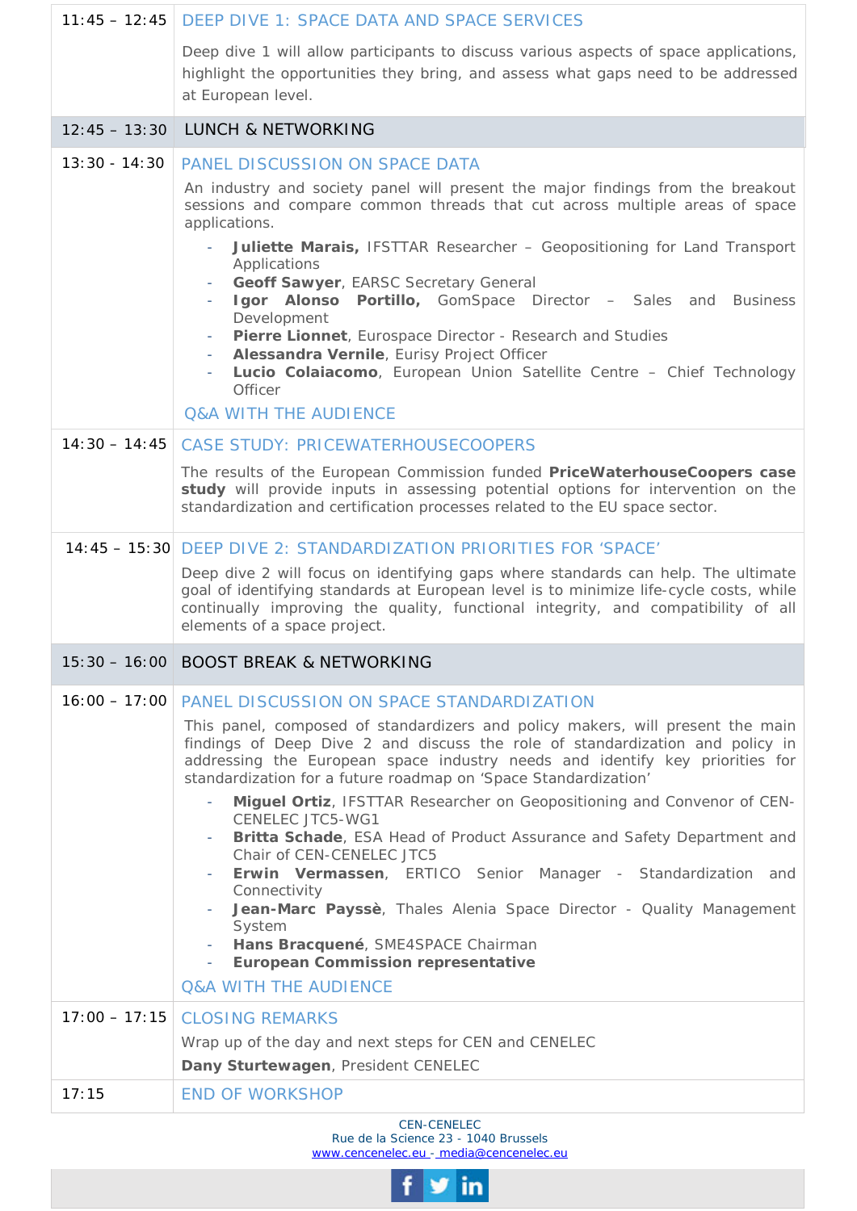| | |
|---|---|
| 11:45 – 12:45 | DEEP DIVE 1: SPACE DATA AND SPACE SERVICES<br><br>Deep dive 1 will allow participants to discuss various aspects of space applications, highlight the opportunities they bring, and assess what gaps need to be addressed at European level. |
| 12:45 – 13:30 | LUNCH & NETWORKING |
| 13:30 - 14:30 | PANEL DISCUSSION ON SPACE DATA<br><br>An industry and society panel will present the major findings from the breakout sessions and compare common threads that cut across multiple areas of space applications.<br><br>- **Juliette Marais,** IFSTTAR Researcher – Geopositioning for Land Transport Applications<br>- **Geoff Sawyer**, EARSC Secretary General<br>- **Igor Alonso Portillo,** GomSpace Director – Sales and Business Development<br>- **Pierre Lionnet**, Eurospace Director - Research and Studies<br>- **Alessandra Vernile**, Eurisy Project Officer<br>- **Lucio Colaiacomo**, European Union Satellite Centre – Chief Technology Officer<br><br>Q&A WITH THE AUDIENCE |
| 14:30 – 14:45 | CASE STUDY: PRICEWATERHOUSECOOPERS<br><br>The results of the European Commission funded **PriceWaterhouseCoopers case study** will provide inputs in assessing potential options for intervention on the standardization and certification processes related to the EU space sector. |
| 14:45 – 15:30 | DEEP DIVE 2: STANDARDIZATION PRIORITIES FOR 'SPACE'<br><br>Deep dive 2 will focus on identifying gaps where standards can help. The ultimate goal of identifying standards at European level is to minimize life-cycle costs, while continually improving the quality, functional integrity, and compatibility of all elements of a space project. |
| 15:30 – 16:00 | BOOST BREAK & NETWORKING |
| 16:00 – 17:00 | PANEL DISCUSSION ON SPACE STANDARDIZATION<br><br>This panel, composed of standardizers and policy makers, will present the main findings of Deep Dive 2 and discuss the role of standardization and policy in addressing the European space industry needs and identify key priorities for standardization for a future roadmap on 'Space Standardization'<br><br>- **Miguel Ortiz**, IFSTTAR Researcher on Geopositioning and Convenor of CEN-CENELEC JTC5-WG1<br>- **Britta Schade**, ESA Head of Product Assurance and Safety Department and Chair of CEN-CENELEC JTC5<br>- **Erwin Vermassen**, ERTICO Senior Manager - Standardization and Connectivity<br>- **Jean-Marc Payssè**, Thales Alenia Space Director - Quality Management System<br>- **Hans Bracquené**, SME4SPACE Chairman<br>- **European Commission representative**<br><br>Q&A WITH THE AUDIENCE |
| 17:00 – 17:15 | CLOSING REMARKS<br><br>Wrap up of the day and next steps for CEN and CENELEC<br><br>**Dany Sturtewagen**, President CENELEC |
| 17:15 | END OF WORKSHOP |

CEN-CENELEC
Rue de la Science 23 - 1040 Brussels
www.cencenelec.eu - media@cencenelec.eu